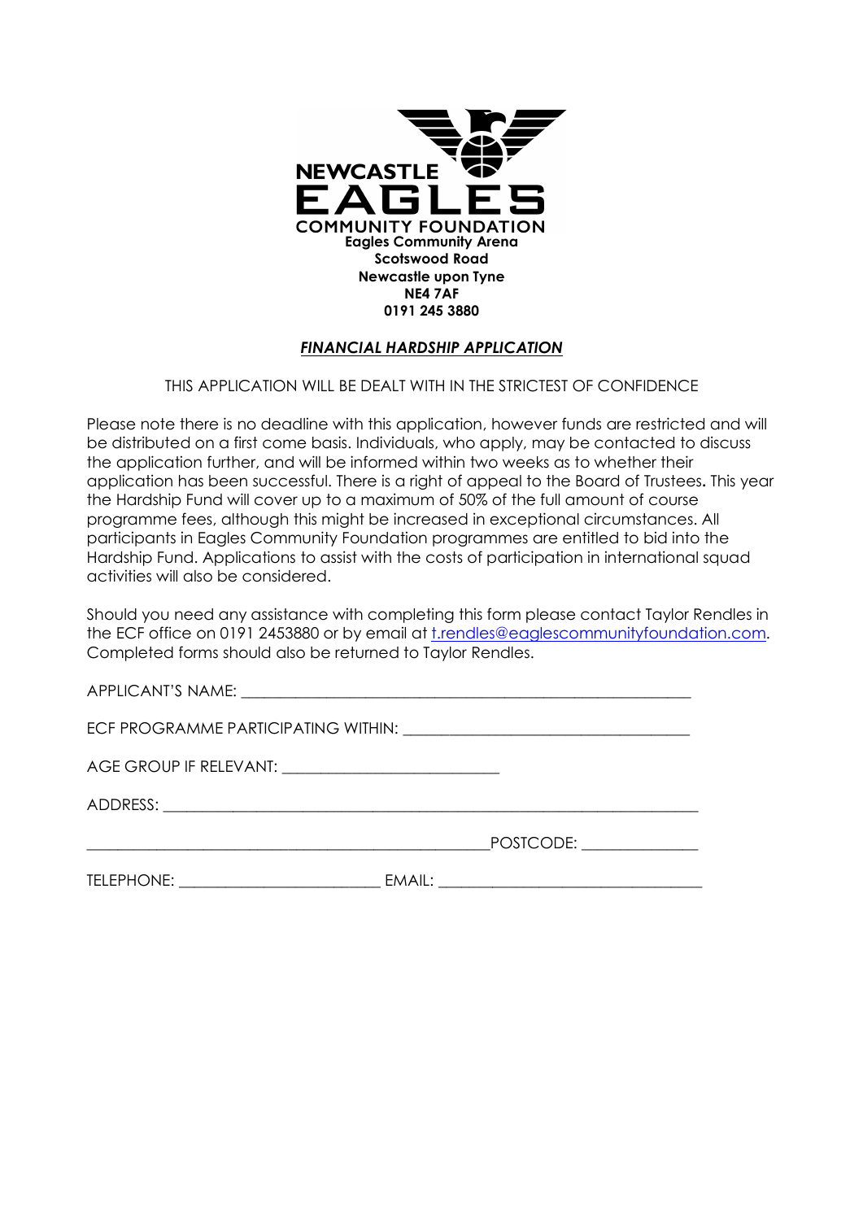NEWCASTLE EAGLES COMMUNITY FOUNDATION

**Eagles Community Arena**
**Scotswood Road**
**Newcastle upon Tyne**
**NE4 7AF**
**0191 245 3880**

## ***FINANCIAL HARDSHIP APPLICATION***

THIS APPLICATION WILL BE DEALT WITH IN THE STRICTEST OF CONFIDENCE

Please note there is no deadline with this application, however funds are restricted and will be distributed on a first come basis. Individuals, who apply, may be contacted to discuss the application further, and will be informed within two weeks as to whether their application has been successful. There is a right of appeal to the Board of Trustees**.** This year the Hardship Fund will cover up to a maximum of 50% of the full amount of course programme fees, although this might be increased in exceptional circumstances. All participants in Eagles Community Foundation programmes are entitled to bid into the Hardship Fund. Applications to assist with the costs of participation in international squad activities will also be considered.

Should you need any assistance with completing this form please contact Taylor Rendles in the ECF office on 0191 2453880 or by email at t.rendles@eaglescommunityfoundation.com. Completed forms should also be returned to Taylor Rendles.

APPLICANT'S NAME: ___________________________________________________________

ECF PROGRAMME PARTICIPATING WITHIN: ____________________________________

AGE GROUP IF RELEVANT: ____________________________

ADDRESS: ___________________________________________________________________

_____________________________________________________POSTCODE: _______________

TELEPHONE: __________________________ EMAIL: __________________________________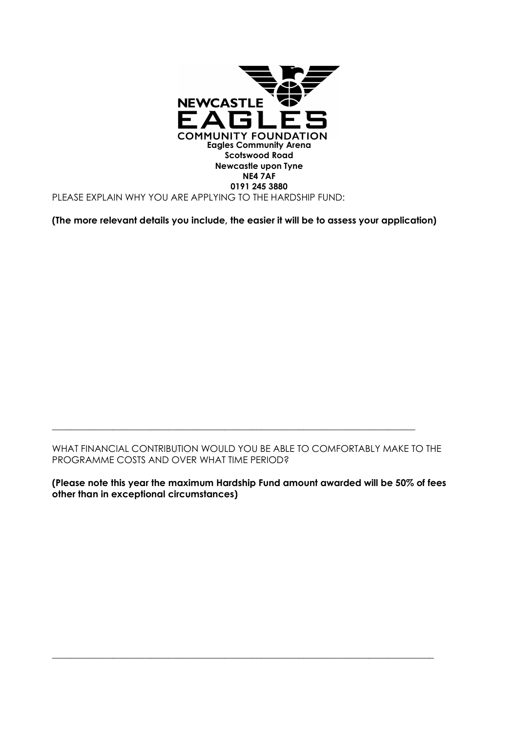**Eagles Community Arena**
**Scotswood Road**
**Newcastle upon Tyne**
**NE4 7AF**
**0191 245 3880**

PLEASE EXPLAIN WHY YOU ARE APPLYING TO THE HARDSHIP FUND:

**(The more relevant details you include, the easier it will be to assess your application)**

---

WHAT FINANCIAL CONTRIBUTION WOULD YOU BE ABLE TO COMFORTABLY MAKE TO THE PROGRAMME COSTS AND OVER WHAT TIME PERIOD?

**(Please note this year the maximum Hardship Fund amount awarded will be 50% of fees other than in exceptional circumstances)**

---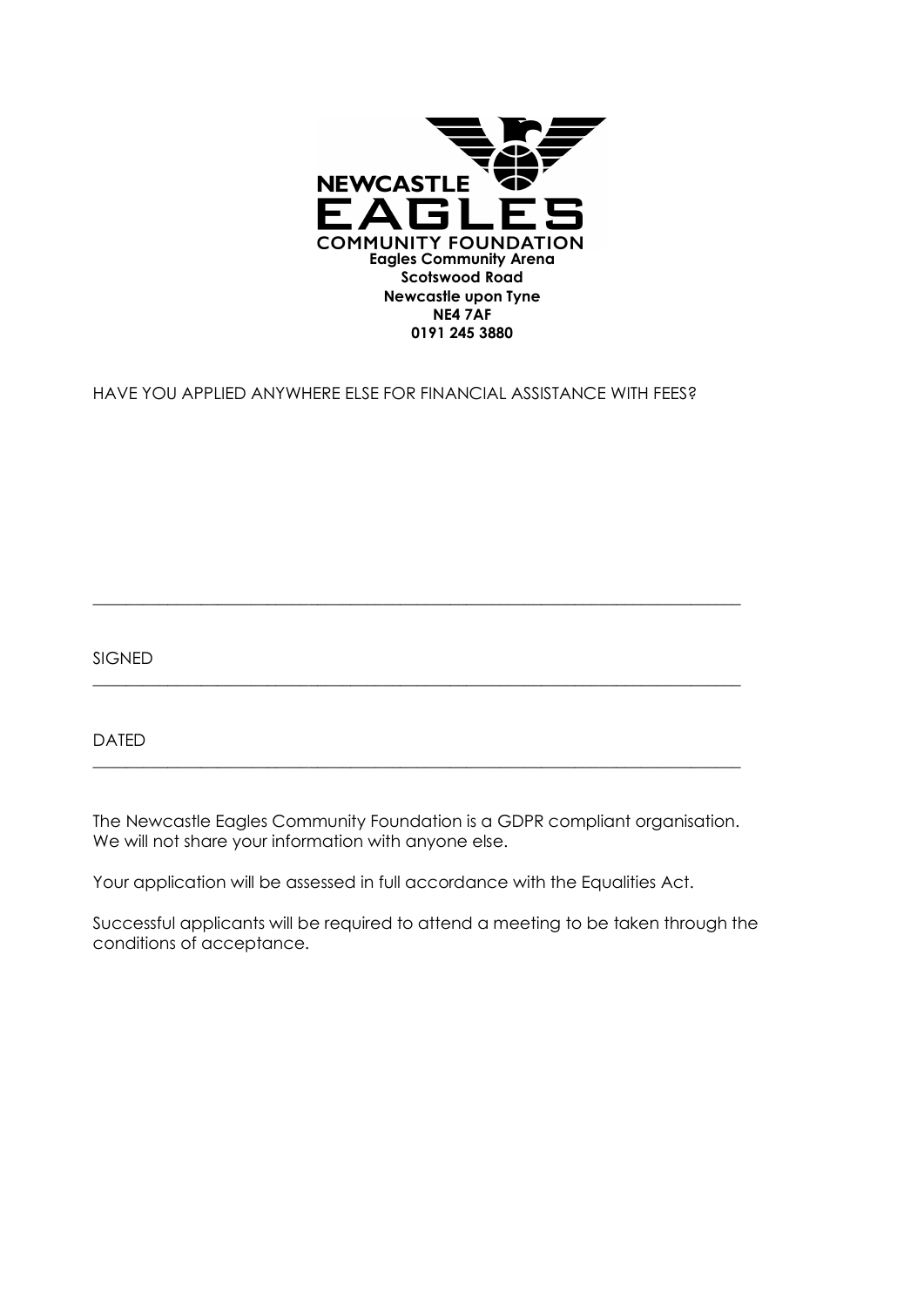NEWCASTLE EAGLES COMMUNITY FOUNDATION

**Eagles Community Arena**
**Scotswood Road**
**Newcastle upon Tyne**
**NE4 7AF**
**0191 245 3880**

HAVE YOU APPLIED ANYWHERE ELSE FOR FINANCIAL ASSISTANCE WITH FEES?

______________________________________________________________________

SIGNED
______________________________________________________________________

DATED
______________________________________________________________________

The Newcastle Eagles Community Foundation is a GDPR compliant organisation. We will not share your information with anyone else.

Your application will be assessed in full accordance with the Equalities Act.

Successful applicants will be required to attend a meeting to be taken through the conditions of acceptance.